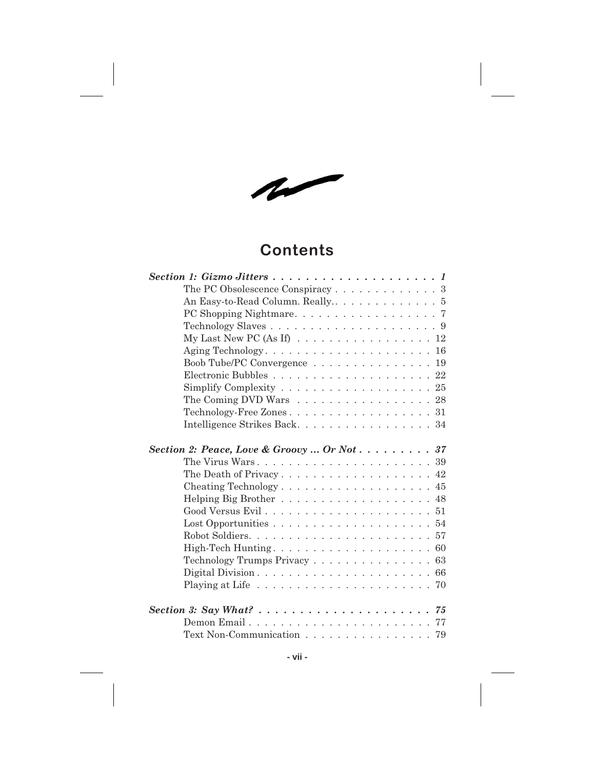# Contents

***Section 1: Gizmo Jitters*** . . . . . . . . . . . . . . . . . . . . . ***1***

- The PC Obsolescence Conspiracy . . . . . . . . . . . . . 3
- An Easy-to-Read Column. Really.. . . . . . . . . . . . . 5
- PC Shopping Nightmare. . . . . . . . . . . . . . . . . . 7
- Technology Slaves . . . . . . . . . . . . . . . . . . . . 9
- My Last New PC (As If) . . . . . . . . . . . . . . . . . 12
- Aging Technology. . . . . . . . . . . . . . . . . . . . 16
- Boob Tube/PC Convergence . . . . . . . . . . . . . . . 19
- Electronic Bubbles . . . . . . . . . . . . . . . . . . . 22
- Simplify Complexity . . . . . . . . . . . . . . . . . . 25
- The Coming DVD Wars . . . . . . . . . . . . . . . . . 28
- Technology-Free Zones . . . . . . . . . . . . . . . . . 31
- Intelligence Strikes Back. . . . . . . . . . . . . . . . 34

***Section 2: Peace, Love & Groovy ... Or Not*** . . . . . . . . . ***37***

- The Virus Wars . . . . . . . . . . . . . . . . . . . . . 39
- The Death of Privacy . . . . . . . . . . . . . . . . . . 42
- Cheating Technology . . . . . . . . . . . . . . . . . . 45
- Helping Big Brother . . . . . . . . . . . . . . . . . . 48
- Good Versus Evil . . . . . . . . . . . . . . . . . . . . 51
- Lost Opportunities . . . . . . . . . . . . . . . . . . . 54
- Robot Soldiers. . . . . . . . . . . . . . . . . . . . . . 57
- High-Tech Hunting . . . . . . . . . . . . . . . . . . . 60
- Technology Trumps Privacy . . . . . . . . . . . . . . . 63
- Digital Division . . . . . . . . . . . . . . . . . . . . 66
- Playing at Life . . . . . . . . . . . . . . . . . . . . . 70

***Section 3: Say What?*** . . . . . . . . . . . . . . . . . . . . . ***75***

- Demon Email . . . . . . . . . . . . . . . . . . . . . . 77
- Text Non-Communication . . . . . . . . . . . . . . . . 79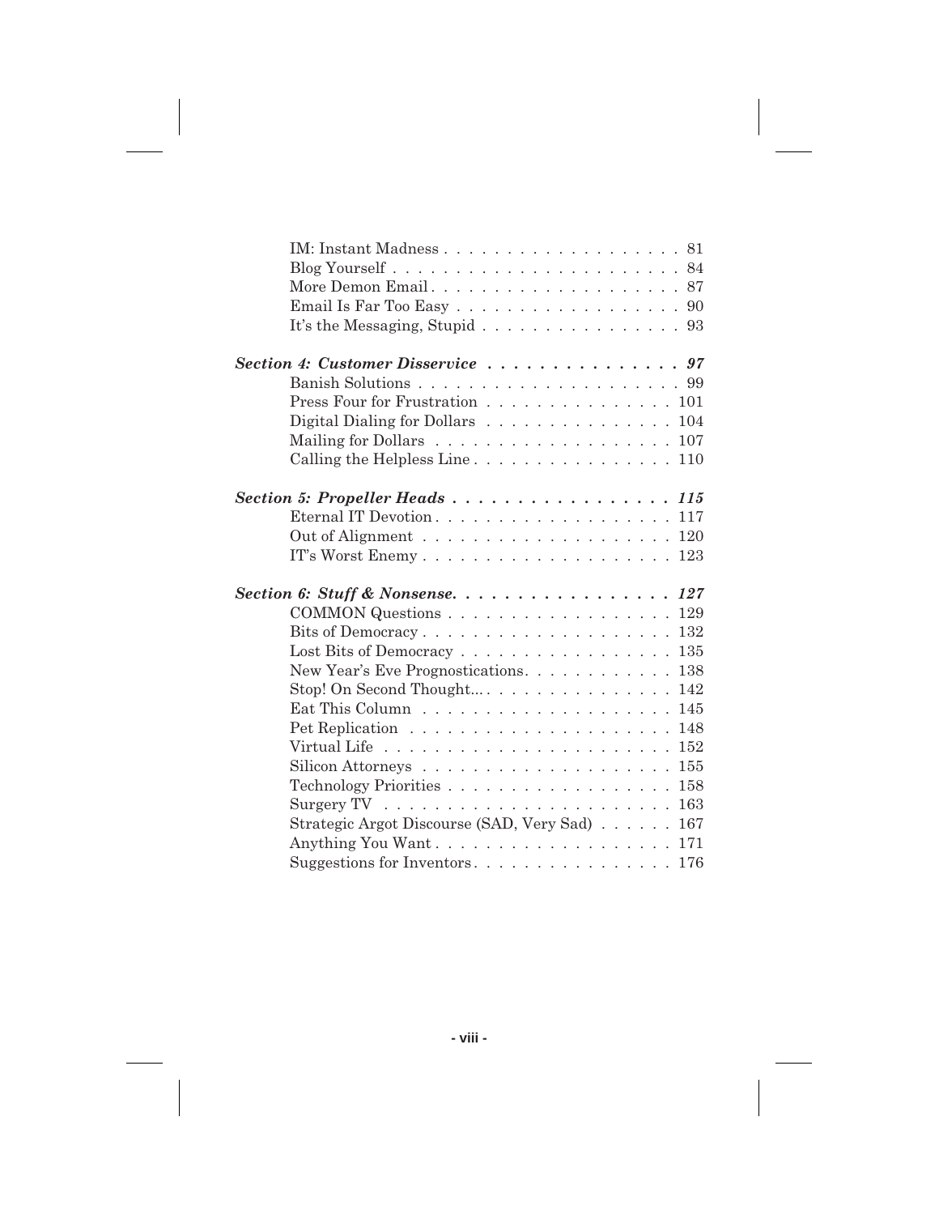IM: Instant Madness . . . . . . . . . . . . . . . . . . . . 81
Blog Yourself . . . . . . . . . . . . . . . . . . . . . . . 84
More Demon Email . . . . . . . . . . . . . . . . . . . . 87
Email Is Far Too Easy . . . . . . . . . . . . . . . . . . 90
It's the Messaging, Stupid . . . . . . . . . . . . . . . . 93

***Section 4: Customer Disservice . . . . . . . . . . . . . . . 97***

Banish Solutions . . . . . . . . . . . . . . . . . . . . . 99
Press Four for Frustration . . . . . . . . . . . . . . . 101
Digital Dialing for Dollars . . . . . . . . . . . . . . . 104
Mailing for Dollars . . . . . . . . . . . . . . . . . . . 107
Calling the Helpless Line . . . . . . . . . . . . . . . . 110

***Section 5: Propeller Heads . . . . . . . . . . . . . . . . . 115***

Eternal IT Devotion . . . . . . . . . . . . . . . . . . . 117
Out of Alignment . . . . . . . . . . . . . . . . . . . . 120
IT's Worst Enemy . . . . . . . . . . . . . . . . . . . . 123

***Section 6: Stuff & Nonsense. . . . . . . . . . . . . . . . . 127***

COMMON Questions . . . . . . . . . . . . . . . . . . 129
Bits of Democracy . . . . . . . . . . . . . . . . . . . . 132
Lost Bits of Democracy . . . . . . . . . . . . . . . . . 135
New Year's Eve Prognostications. . . . . . . . . . . . 138
Stop! On Second Thought... . . . . . . . . . . . . . . . 142
Eat This Column . . . . . . . . . . . . . . . . . . . . 145
Pet Replication . . . . . . . . . . . . . . . . . . . . . 148
Virtual Life . . . . . . . . . . . . . . . . . . . . . . . 152
Silicon Attorneys . . . . . . . . . . . . . . . . . . . . 155
Technology Priorities . . . . . . . . . . . . . . . . . . 158
Surgery TV . . . . . . . . . . . . . . . . . . . . . . . 163
Strategic Argot Discourse (SAD, Very Sad) . . . . . . 167
Anything You Want . . . . . . . . . . . . . . . . . . . 171
Suggestions for Inventors . . . . . . . . . . . . . . . . 176